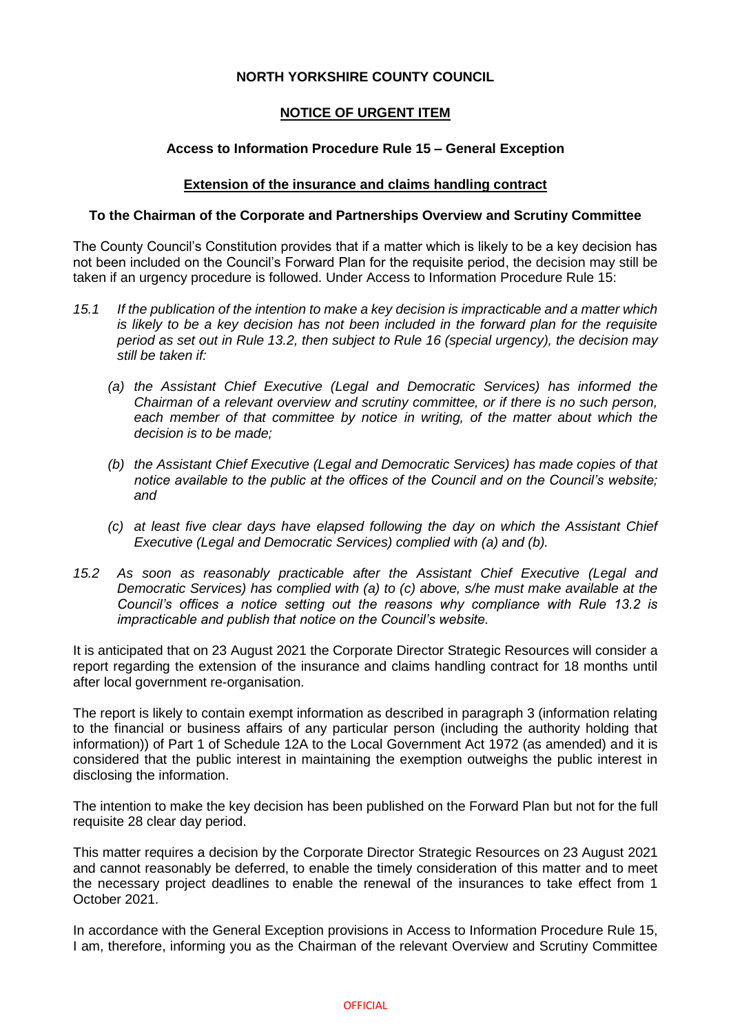**NORTH YORKSHIRE COUNTY COUNCIL**

**NOTICE OF URGENT ITEM**

**Access to Information Procedure Rule 15 – General Exception**

**Extension of the insurance and claims handling contract**

**To the Chairman of the Corporate and Partnerships Overview and Scrutiny Committee**

The County Council's Constitution provides that if a matter which is likely to be a key decision has not been included on the Council's Forward Plan for the requisite period, the decision may still be taken if an urgency procedure is followed. Under Access to Information Procedure Rule 15:

*15.1 If the publication of the intention to make a key decision is impracticable and a matter which is likely to be a key decision has not been included in the forward plan for the requisite period as set out in Rule 13.2, then subject to Rule 16 (special urgency), the decision may still be taken if:*

*(a) the Assistant Chief Executive (Legal and Democratic Services) has informed the Chairman of a relevant overview and scrutiny committee, or if there is no such person, each member of that committee by notice in writing, of the matter about which the decision is to be made;*

*(b) the Assistant Chief Executive (Legal and Democratic Services) has made copies of that notice available to the public at the offices of the Council and on the Council's website; and*

*(c) at least five clear days have elapsed following the day on which the Assistant Chief Executive (Legal and Democratic Services) complied with (a) and (b).*

*15.2 As soon as reasonably practicable after the Assistant Chief Executive (Legal and Democratic Services) has complied with (a) to (c) above, s/he must make available at the Council's offices a notice setting out the reasons why compliance with Rule 13.2 is impracticable and publish that notice on the Council's website.*

It is anticipated that on 23 August 2021 the Corporate Director Strategic Resources will consider a report regarding the extension of the insurance and claims handling contract for 18 months until after local government re-organisation.

The report is likely to contain exempt information as described in paragraph 3 (information relating to the financial or business affairs of any particular person (including the authority holding that information)) of Part 1 of Schedule 12A to the Local Government Act 1972 (as amended) and it is considered that the public interest in maintaining the exemption outweighs the public interest in disclosing the information.

The intention to make the key decision has been published on the Forward Plan but not for the full requisite 28 clear day period.

This matter requires a decision by the Corporate Director Strategic Resources on 23 August 2021 and cannot reasonably be deferred, to enable the timely consideration of this matter and to meet the necessary project deadlines to enable the renewal of the insurances to take effect from 1 October 2021.

In accordance with the General Exception provisions in Access to Information Procedure Rule 15, I am, therefore, informing you as the Chairman of the relevant Overview and Scrutiny Committee

OFFICIAL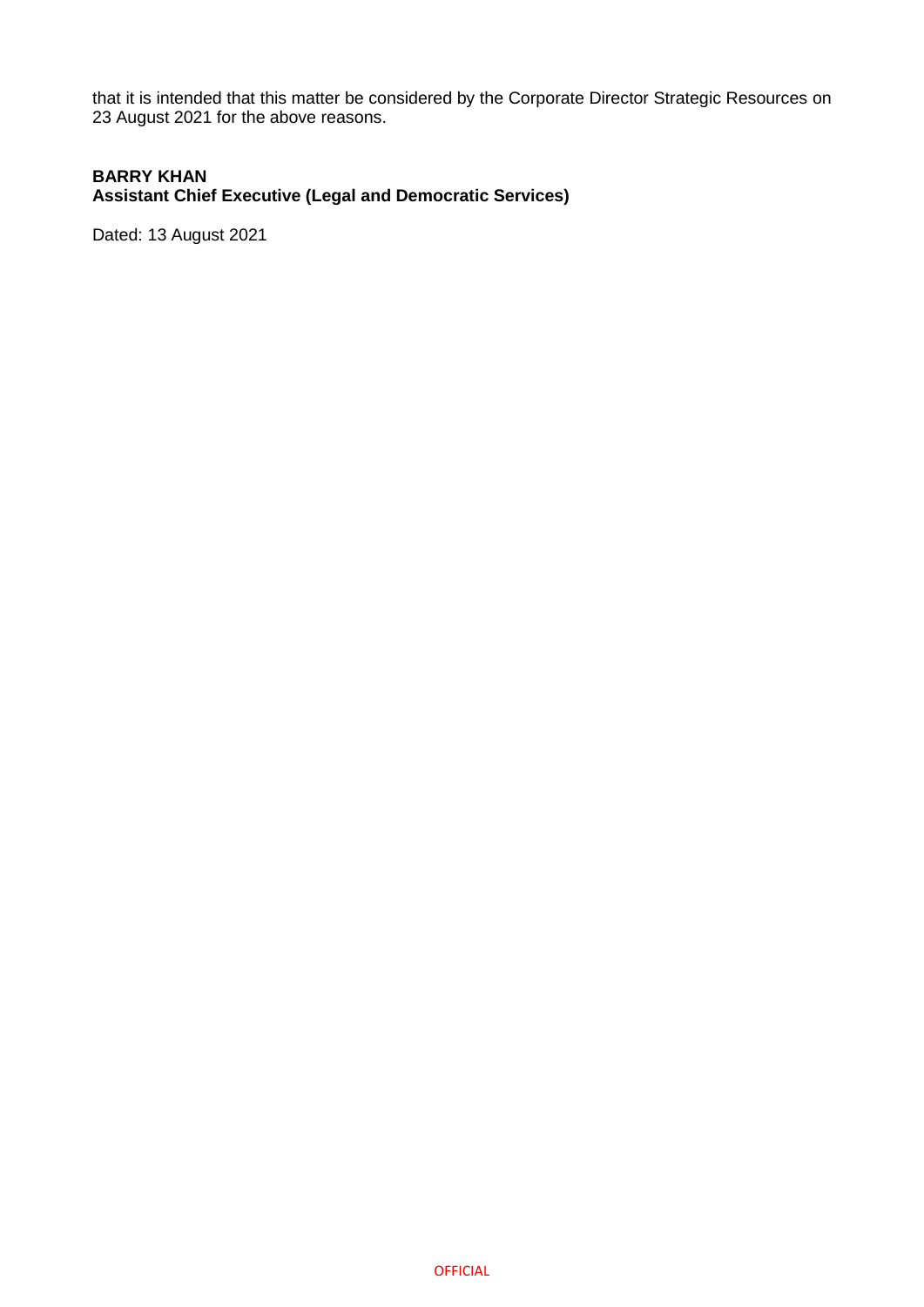that it is intended that this matter be considered by the Corporate Director Strategic Resources on 23 August 2021 for the above reasons.

**BARRY KHAN**
**Assistant Chief Executive (Legal and Democratic Services)**

Dated: 13 August 2021

OFFICIAL